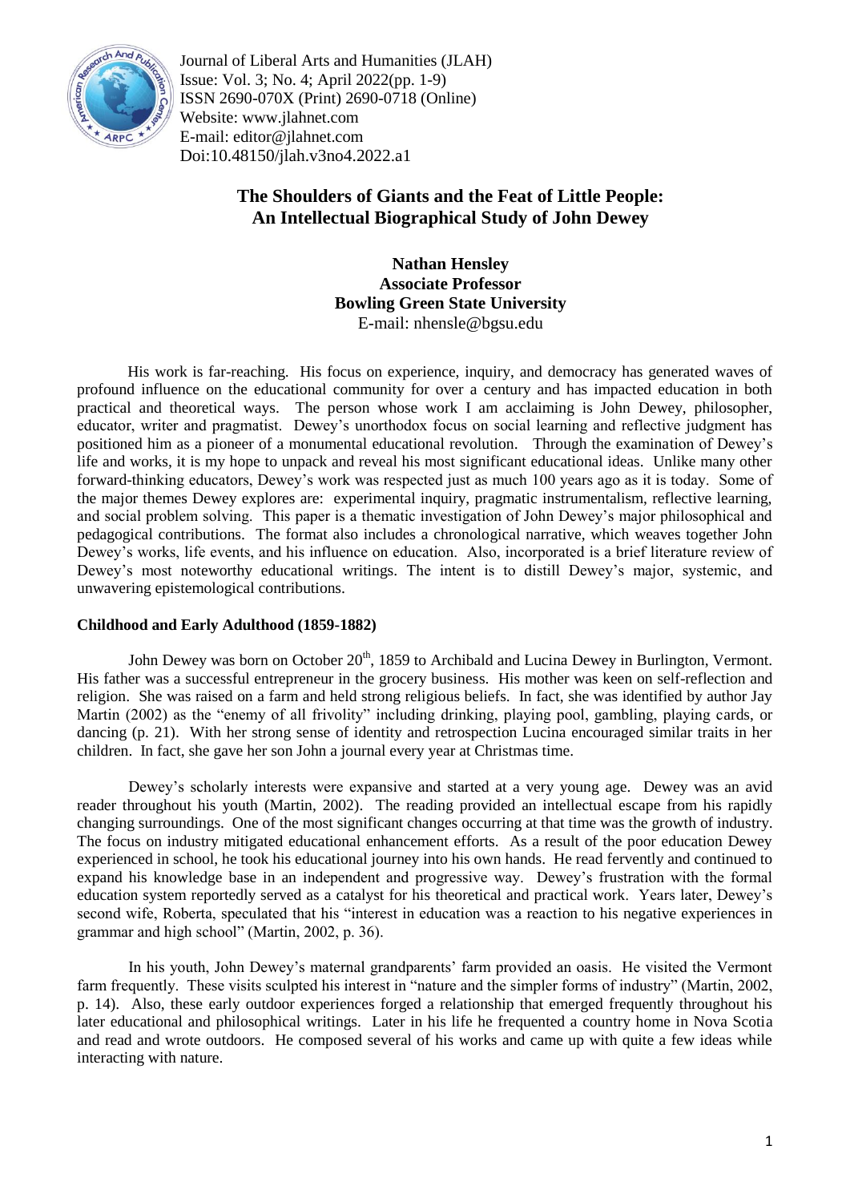# The Shoulders of Giants and the Feat of Little People: An Intellectual Biographical Study of John Dewey

**Nathan Hensley**
**Associate Professor**
**Bowling Green State University**
E-mail: nhensle@bgsu.edu

His work is far-reaching. His focus on experience, inquiry, and democracy has generated waves of profound influence on the educational community for over a century and has impacted education in both practical and theoretical ways. The person whose work I am acclaiming is John Dewey, philosopher, educator, writer and pragmatist. Dewey's unorthodox focus on social learning and reflective judgment has positioned him as a pioneer of a monumental educational revolution. Through the examination of Dewey's life and works, it is my hope to unpack and reveal his most significant educational ideas. Unlike many other forward-thinking educators, Dewey's work was respected just as much 100 years ago as it is today. Some of the major themes Dewey explores are: experimental inquiry, pragmatic instrumentalism, reflective learning, and social problem solving. This paper is a thematic investigation of John Dewey's major philosophical and pedagogical contributions. The format also includes a chronological narrative, which weaves together John Dewey's works, life events, and his influence on education. Also, incorporated is a brief literature review of Dewey's most noteworthy educational writings. The intent is to distill Dewey's major, systemic, and unwavering epistemological contributions.

## Childhood and Early Adulthood (1859-1882)

John Dewey was born on October 20th, 1859 to Archibald and Lucina Dewey in Burlington, Vermont. His father was a successful entrepreneur in the grocery business. His mother was keen on self-reflection and religion. She was raised on a farm and held strong religious beliefs. In fact, she was identified by author Jay Martin (2002) as the "enemy of all frivolity" including drinking, playing pool, gambling, playing cards, or dancing (p. 21). With her strong sense of identity and retrospection Lucina encouraged similar traits in her children. In fact, she gave her son John a journal every year at Christmas time.

Dewey's scholarly interests were expansive and started at a very young age. Dewey was an avid reader throughout his youth (Martin, 2002). The reading provided an intellectual escape from his rapidly changing surroundings. One of the most significant changes occurring at that time was the growth of industry. The focus on industry mitigated educational enhancement efforts. As a result of the poor education Dewey experienced in school, he took his educational journey into his own hands. He read fervently and continued to expand his knowledge base in an independent and progressive way. Dewey's frustration with the formal education system reportedly served as a catalyst for his theoretical and practical work. Years later, Dewey's second wife, Roberta, speculated that his "interest in education was a reaction to his negative experiences in grammar and high school" (Martin, 2002, p. 36).

In his youth, John Dewey's maternal grandparents' farm provided an oasis. He visited the Vermont farm frequently. These visits sculpted his interest in "nature and the simpler forms of industry" (Martin, 2002, p. 14). Also, these early outdoor experiences forged a relationship that emerged frequently throughout his later educational and philosophical writings. Later in his life he frequented a country home in Nova Scotia and read and wrote outdoors. He composed several of his works and came up with quite a few ideas while interacting with nature.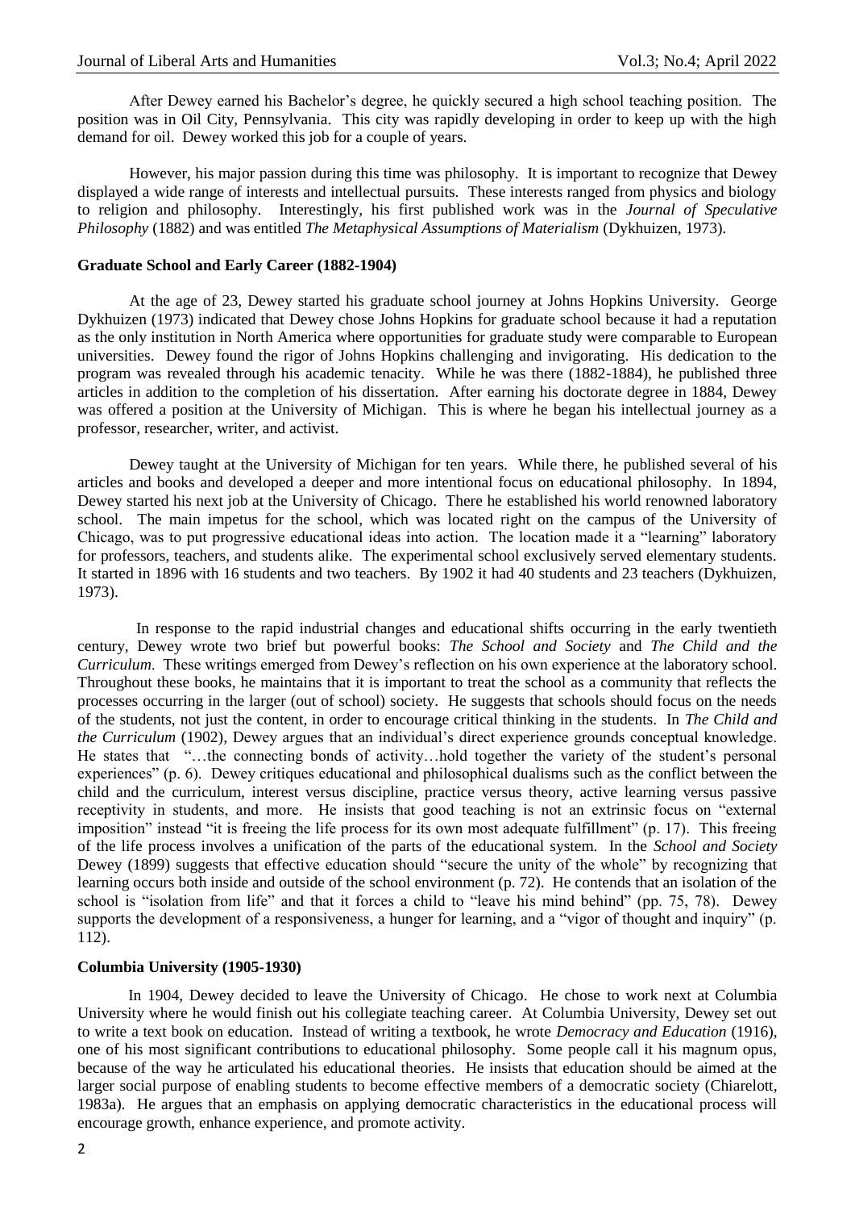After Dewey earned his Bachelor's degree, he quickly secured a high school teaching position. The position was in Oil City, Pennsylvania. This city was rapidly developing in order to keep up with the high demand for oil. Dewey worked this job for a couple of years.

However, his major passion during this time was philosophy. It is important to recognize that Dewey displayed a wide range of interests and intellectual pursuits. These interests ranged from physics and biology to religion and philosophy. Interestingly, his first published work was in the *Journal of Speculative Philosophy* (1882) and was entitled *The Metaphysical Assumptions of Materialism* (Dykhuizen, 1973).

### Graduate School and Early Career (1882-1904)

At the age of 23, Dewey started his graduate school journey at Johns Hopkins University. George Dykhuizen (1973) indicated that Dewey chose Johns Hopkins for graduate school because it had a reputation as the only institution in North America where opportunities for graduate study were comparable to European universities. Dewey found the rigor of Johns Hopkins challenging and invigorating. His dedication to the program was revealed through his academic tenacity. While he was there (1882-1884), he published three articles in addition to the completion of his dissertation. After earning his doctorate degree in 1884, Dewey was offered a position at the University of Michigan. This is where he began his intellectual journey as a professor, researcher, writer, and activist.

Dewey taught at the University of Michigan for ten years. While there, he published several of his articles and books and developed a deeper and more intentional focus on educational philosophy. In 1894, Dewey started his next job at the University of Chicago. There he established his world renowned laboratory school. The main impetus for the school, which was located right on the campus of the University of Chicago, was to put progressive educational ideas into action. The location made it a "learning" laboratory for professors, teachers, and students alike. The experimental school exclusively served elementary students. It started in 1896 with 16 students and two teachers. By 1902 it had 40 students and 23 teachers (Dykhuizen, 1973).

In response to the rapid industrial changes and educational shifts occurring in the early twentieth century, Dewey wrote two brief but powerful books: *The School and Society* and *The Child and the Curriculum*. These writings emerged from Dewey's reflection on his own experience at the laboratory school. Throughout these books, he maintains that it is important to treat the school as a community that reflects the processes occurring in the larger (out of school) society. He suggests that schools should focus on the needs of the students, not just the content, in order to encourage critical thinking in the students. In *The Child and the Curriculum* (1902), Dewey argues that an individual's direct experience grounds conceptual knowledge. He states that "…the connecting bonds of activity…hold together the variety of the student's personal experiences" (p. 6). Dewey critiques educational and philosophical dualisms such as the conflict between the child and the curriculum, interest versus discipline, practice versus theory, active learning versus passive receptivity in students, and more. He insists that good teaching is not an extrinsic focus on "external imposition" instead "it is freeing the life process for its own most adequate fulfillment" (p. 17). This freeing of the life process involves a unification of the parts of the educational system. In the *School and Society* Dewey (1899) suggests that effective education should "secure the unity of the whole" by recognizing that learning occurs both inside and outside of the school environment (p. 72). He contends that an isolation of the school is "isolation from life" and that it forces a child to "leave his mind behind" (pp. 75, 78). Dewey supports the development of a responsiveness, a hunger for learning, and a "vigor of thought and inquiry" (p. 112).

### Columbia University (1905-1930)

In 1904, Dewey decided to leave the University of Chicago. He chose to work next at Columbia University where he would finish out his collegiate teaching career. At Columbia University, Dewey set out to write a text book on education. Instead of writing a textbook, he wrote *Democracy and Education* (1916), one of his most significant contributions to educational philosophy. Some people call it his magnum opus, because of the way he articulated his educational theories. He insists that education should be aimed at the larger social purpose of enabling students to become effective members of a democratic society (Chiarelott, 1983a). He argues that an emphasis on applying democratic characteristics in the educational process will encourage growth, enhance experience, and promote activity.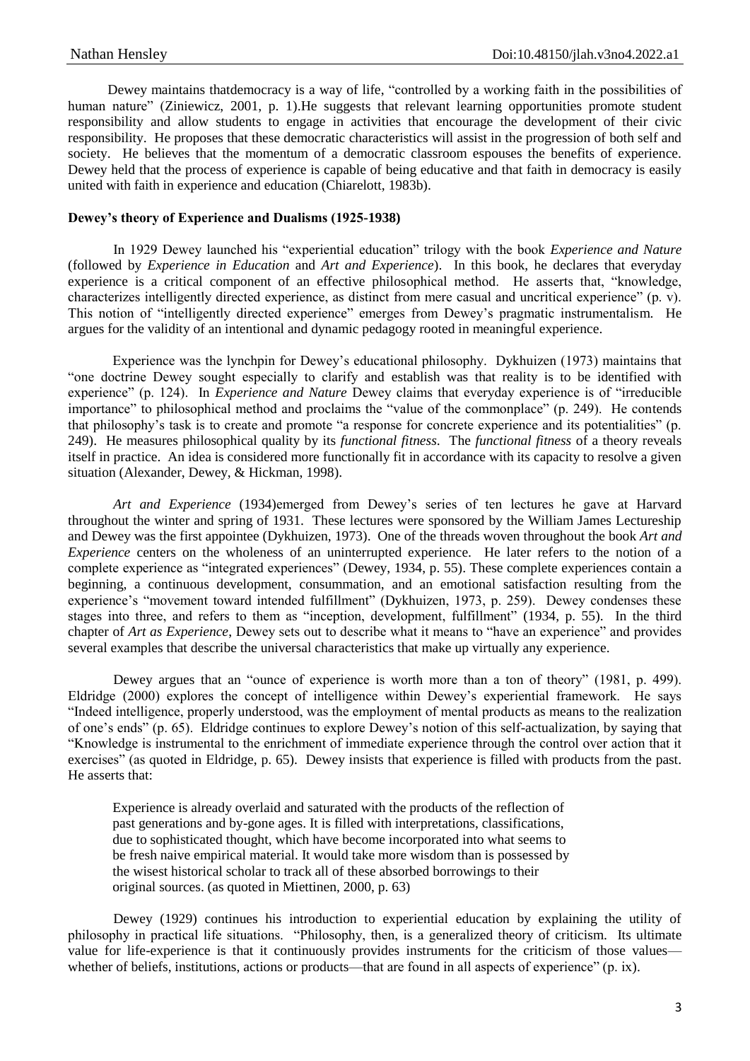Dewey maintains thatdemocracy is a way of life, "controlled by a working faith in the possibilities of human nature" (Ziniewicz, 2001, p. 1).He suggests that relevant learning opportunities promote student responsibility and allow students to engage in activities that encourage the development of their civic responsibility. He proposes that these democratic characteristics will assist in the progression of both self and society. He believes that the momentum of a democratic classroom espouses the benefits of experience. Dewey held that the process of experience is capable of being educative and that faith in democracy is easily united with faith in experience and education (Chiarelott, 1983b).

**Dewey's theory of Experience and Dualisms (1925-1938)**

In 1929 Dewey launched his "experiential education" trilogy with the book *Experience and Nature* (followed by *Experience in Education* and *Art and Experience*). In this book, he declares that everyday experience is a critical component of an effective philosophical method. He asserts that, "knowledge, characterizes intelligently directed experience, as distinct from mere casual and uncritical experience" (p. v). This notion of "intelligently directed experience" emerges from Dewey's pragmatic instrumentalism. He argues for the validity of an intentional and dynamic pedagogy rooted in meaningful experience.

Experience was the lynchpin for Dewey's educational philosophy. Dykhuizen (1973) maintains that "one doctrine Dewey sought especially to clarify and establish was that reality is to be identified with experience" (p. 124). In *Experience and Nature* Dewey claims that everyday experience is of "irreducible importance" to philosophical method and proclaims the "value of the commonplace" (p. 249). He contends that philosophy's task is to create and promote "a response for concrete experience and its potentialities" (p. 249). He measures philosophical quality by its *functional fitness*. The *functional fitness* of a theory reveals itself in practice. An idea is considered more functionally fit in accordance with its capacity to resolve a given situation (Alexander, Dewey, & Hickman, 1998).

*Art and Experience* (1934)emerged from Dewey's series of ten lectures he gave at Harvard throughout the winter and spring of 1931. These lectures were sponsored by the William James Lectureship and Dewey was the first appointee (Dykhuizen, 1973). One of the threads woven throughout the book *Art and Experience* centers on the wholeness of an uninterrupted experience. He later refers to the notion of a complete experience as "integrated experiences" (Dewey, 1934, p. 55). These complete experiences contain a beginning, a continuous development, consummation, and an emotional satisfaction resulting from the experience's "movement toward intended fulfillment" (Dykhuizen, 1973, p. 259). Dewey condenses these stages into three, and refers to them as "inception, development, fulfillment" (1934, p. 55). In the third chapter of *Art as Experience*, Dewey sets out to describe what it means to "have an experience" and provides several examples that describe the universal characteristics that make up virtually any experience.

Dewey argues that an "ounce of experience is worth more than a ton of theory" (1981, p. 499). Eldridge (2000) explores the concept of intelligence within Dewey's experiential framework. He says "Indeed intelligence, properly understood, was the employment of mental products as means to the realization of one's ends" (p. 65). Eldridge continues to explore Dewey's notion of this self-actualization, by saying that "Knowledge is instrumental to the enrichment of immediate experience through the control over action that it exercises" (as quoted in Eldridge, p. 65). Dewey insists that experience is filled with products from the past. He asserts that:

> Experience is already overlaid and saturated with the products of the reflection of past generations and by-gone ages. It is filled with interpretations, classifications, due to sophisticated thought, which have become incorporated into what seems to be fresh naive empirical material. It would take more wisdom than is possessed by the wisest historical scholar to track all of these absorbed borrowings to their original sources. (as quoted in Miettinen, 2000, p. 63)

Dewey (1929) continues his introduction to experiential education by explaining the utility of philosophy in practical life situations. "Philosophy, then, is a generalized theory of criticism. Its ultimate value for life-experience is that it continuously provides instruments for the criticism of those values—whether of beliefs, institutions, actions or products—that are found in all aspects of experience" (p. ix).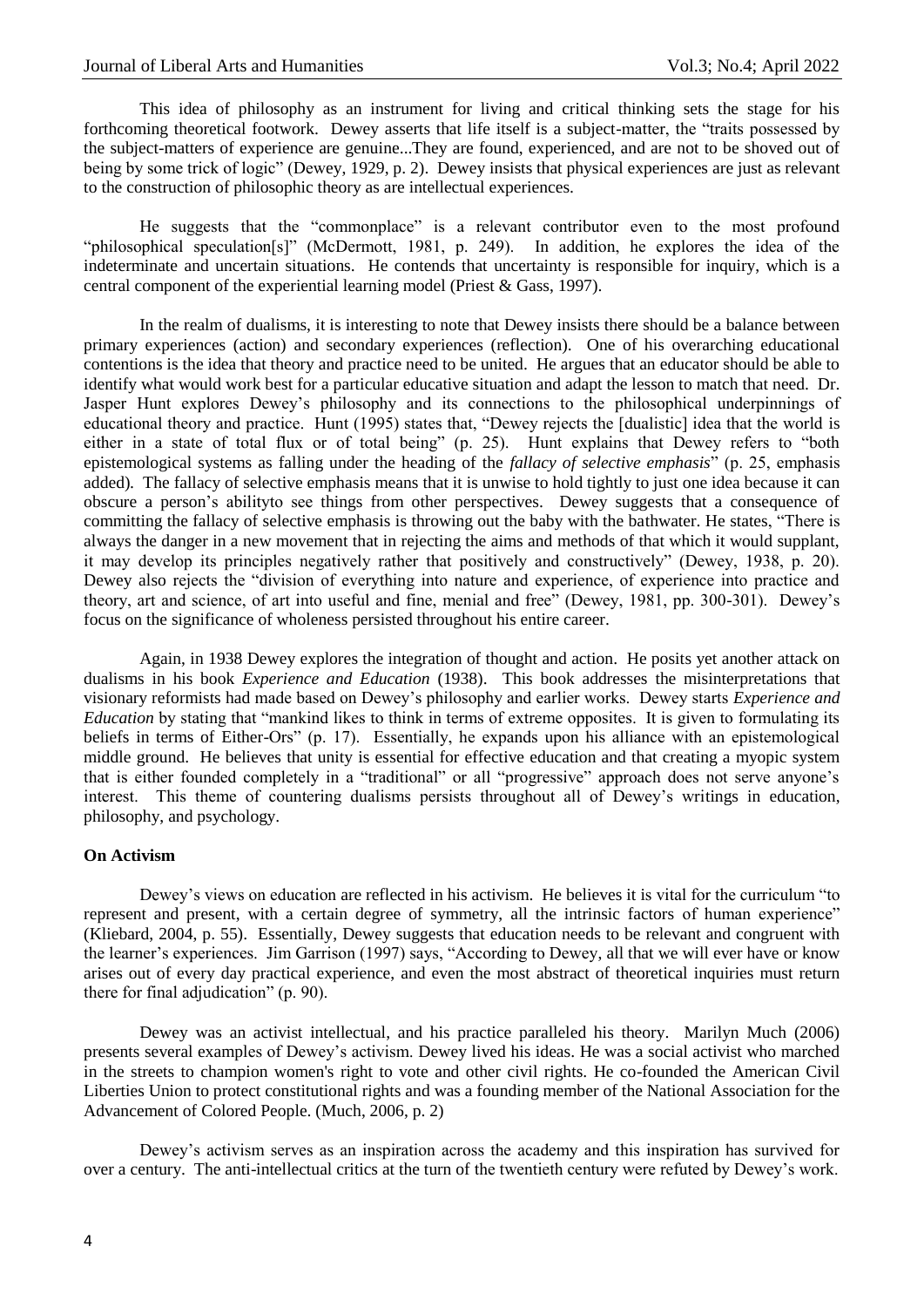This idea of philosophy as an instrument for living and critical thinking sets the stage for his forthcoming theoretical footwork. Dewey asserts that life itself is a subject-matter, the "traits possessed by the subject-matters of experience are genuine...They are found, experienced, and are not to be shoved out of being by some trick of logic" (Dewey, 1929, p. 2). Dewey insists that physical experiences are just as relevant to the construction of philosophic theory as are intellectual experiences.

He suggests that the "commonplace" is a relevant contributor even to the most profound "philosophical speculation[s]" (McDermott, 1981, p. 249). In addition, he explores the idea of the indeterminate and uncertain situations. He contends that uncertainty is responsible for inquiry, which is a central component of the experiential learning model (Priest & Gass, 1997).

In the realm of dualisms, it is interesting to note that Dewey insists there should be a balance between primary experiences (action) and secondary experiences (reflection). One of his overarching educational contentions is the idea that theory and practice need to be united. He argues that an educator should be able to identify what would work best for a particular educative situation and adapt the lesson to match that need. Dr. Jasper Hunt explores Dewey's philosophy and its connections to the philosophical underpinnings of educational theory and practice. Hunt (1995) states that, "Dewey rejects the [dualistic] idea that the world is either in a state of total flux or of total being" (p. 25). Hunt explains that Dewey refers to "both epistemological systems as falling under the heading of the *fallacy of selective emphasis*" (p. 25, emphasis added). The fallacy of selective emphasis means that it is unwise to hold tightly to just one idea because it can obscure a person's abilityto see things from other perspectives. Dewey suggests that a consequence of committing the fallacy of selective emphasis is throwing out the baby with the bathwater. He states, "There is always the danger in a new movement that in rejecting the aims and methods of that which it would supplant, it may develop its principles negatively rather that positively and constructively" (Dewey, 1938, p. 20). Dewey also rejects the "division of everything into nature and experience, of experience into practice and theory, art and science, of art into useful and fine, menial and free" (Dewey, 1981, pp. 300-301). Dewey's focus on the significance of wholeness persisted throughout his entire career.

Again, in 1938 Dewey explores the integration of thought and action. He posits yet another attack on dualisms in his book *Experience and Education* (1938). This book addresses the misinterpretations that visionary reformists had made based on Dewey's philosophy and earlier works. Dewey starts *Experience and Education* by stating that "mankind likes to think in terms of extreme opposites. It is given to formulating its beliefs in terms of Either-Ors" (p. 17). Essentially, he expands upon his alliance with an epistemological middle ground. He believes that unity is essential for effective education and that creating a myopic system that is either founded completely in a "traditional" or all "progressive" approach does not serve anyone's interest. This theme of countering dualisms persists throughout all of Dewey's writings in education, philosophy, and psychology.

**On Activism**

Dewey's views on education are reflected in his activism. He believes it is vital for the curriculum "to represent and present, with a certain degree of symmetry, all the intrinsic factors of human experience" (Kliebard, 2004, p. 55). Essentially, Dewey suggests that education needs to be relevant and congruent with the learner's experiences. Jim Garrison (1997) says, "According to Dewey, all that we will ever have or know arises out of every day practical experience, and even the most abstract of theoretical inquiries must return there for final adjudication" (p. 90).

Dewey was an activist intellectual, and his practice paralleled his theory. Marilyn Much (2006) presents several examples of Dewey's activism. Dewey lived his ideas. He was a social activist who marched in the streets to champion women's right to vote and other civil rights. He co-founded the American Civil Liberties Union to protect constitutional rights and was a founding member of the National Association for the Advancement of Colored People. (Much, 2006, p. 2)

Dewey's activism serves as an inspiration across the academy and this inspiration has survived for over a century. The anti-intellectual critics at the turn of the twentieth century were refuted by Dewey's work.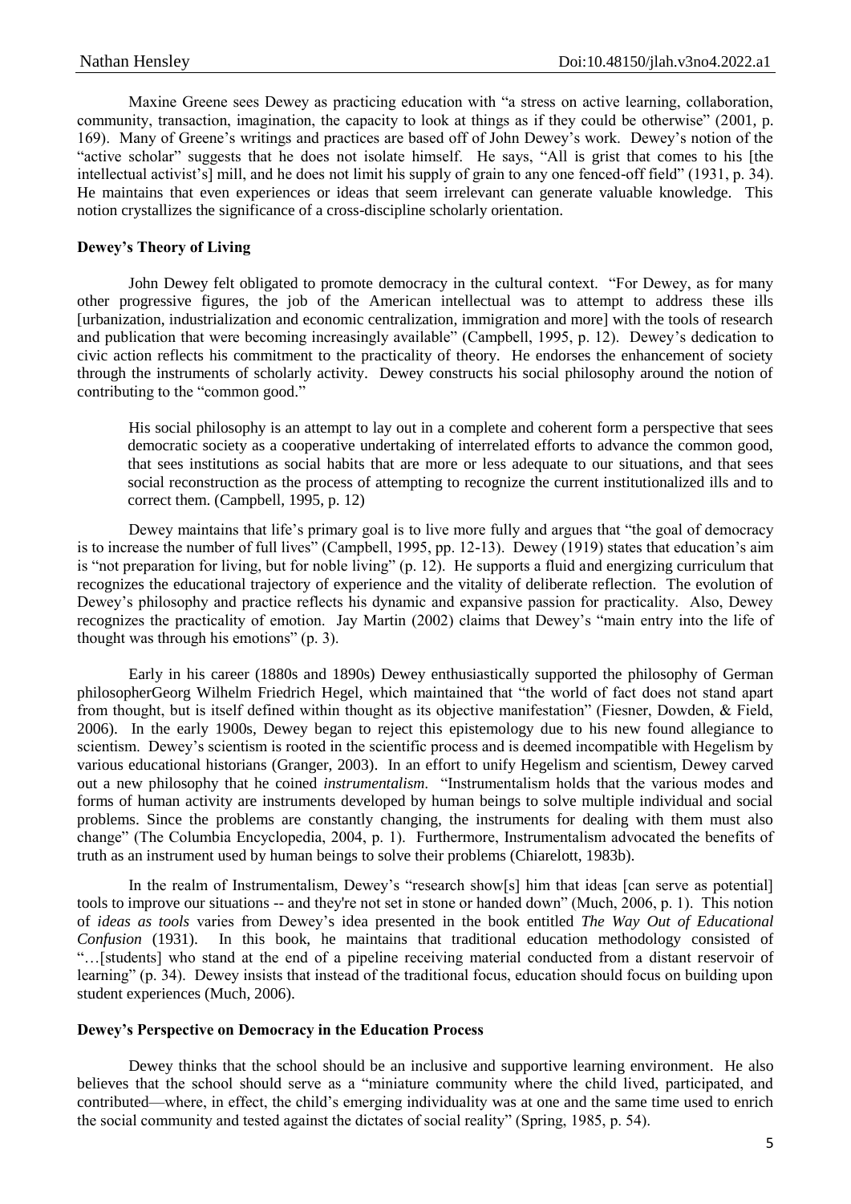Maxine Greene sees Dewey as practicing education with "a stress on active learning, collaboration, community, transaction, imagination, the capacity to look at things as if they could be otherwise" (2001, p. 169). Many of Greene's writings and practices are based off of John Dewey's work. Dewey's notion of the "active scholar" suggests that he does not isolate himself. He says, "All is grist that comes to his [the intellectual activist's] mill, and he does not limit his supply of grain to any one fenced-off field" (1931, p. 34). He maintains that even experiences or ideas that seem irrelevant can generate valuable knowledge. This notion crystallizes the significance of a cross-discipline scholarly orientation.

**Dewey's Theory of Living**

John Dewey felt obligated to promote democracy in the cultural context. "For Dewey, as for many other progressive figures, the job of the American intellectual was to attempt to address these ills [urbanization, industrialization and economic centralization, immigration and more] with the tools of research and publication that were becoming increasingly available" (Campbell, 1995, p. 12). Dewey's dedication to civic action reflects his commitment to the practicality of theory. He endorses the enhancement of society through the instruments of scholarly activity. Dewey constructs his social philosophy around the notion of contributing to the "common good."

> His social philosophy is an attempt to lay out in a complete and coherent form a perspective that sees democratic society as a cooperative undertaking of interrelated efforts to advance the common good, that sees institutions as social habits that are more or less adequate to our situations, and that sees social reconstruction as the process of attempting to recognize the current institutionalized ills and to correct them. (Campbell, 1995, p. 12)

Dewey maintains that life's primary goal is to live more fully and argues that "the goal of democracy is to increase the number of full lives" (Campbell, 1995, pp. 12-13). Dewey (1919) states that education's aim is "not preparation for living, but for noble living" (p. 12). He supports a fluid and energizing curriculum that recognizes the educational trajectory of experience and the vitality of deliberate reflection. The evolution of Dewey's philosophy and practice reflects his dynamic and expansive passion for practicality. Also, Dewey recognizes the practicality of emotion. Jay Martin (2002) claims that Dewey's "main entry into the life of thought was through his emotions" (p. 3).

Early in his career (1880s and 1890s) Dewey enthusiastically supported the philosophy of German philosopherGeorg Wilhelm Friedrich Hegel, which maintained that "the world of fact does not stand apart from thought, but is itself defined within thought as its objective manifestation" (Fiesner, Dowden, & Field, 2006). In the early 1900s, Dewey began to reject this epistemology due to his new found allegiance to scientism. Dewey's scientism is rooted in the scientific process and is deemed incompatible with Hegelism by various educational historians (Granger, 2003). In an effort to unify Hegelism and scientism, Dewey carved out a new philosophy that he coined *instrumentalism*. "Instrumentalism holds that the various modes and forms of human activity are instruments developed by human beings to solve multiple individual and social problems. Since the problems are constantly changing, the instruments for dealing with them must also change" (The Columbia Encyclopedia, 2004, p. 1). Furthermore, Instrumentalism advocated the benefits of truth as an instrument used by human beings to solve their problems (Chiarelott, 1983b).

In the realm of Instrumentalism, Dewey's "research show[s] him that ideas [can serve as potential] tools to improve our situations -- and they're not set in stone or handed down" (Much, 2006, p. 1). This notion of *ideas as tools* varies from Dewey's idea presented in the book entitled *The Way Out of Educational Confusion* (1931). In this book, he maintains that traditional education methodology consisted of "…[students] who stand at the end of a pipeline receiving material conducted from a distant reservoir of learning" (p. 34). Dewey insists that instead of the traditional focus, education should focus on building upon student experiences (Much, 2006).

**Dewey's Perspective on Democracy in the Education Process**

Dewey thinks that the school should be an inclusive and supportive learning environment. He also believes that the school should serve as a "miniature community where the child lived, participated, and contributed—where, in effect, the child's emerging individuality was at one and the same time used to enrich the social community and tested against the dictates of social reality" (Spring, 1985, p. 54).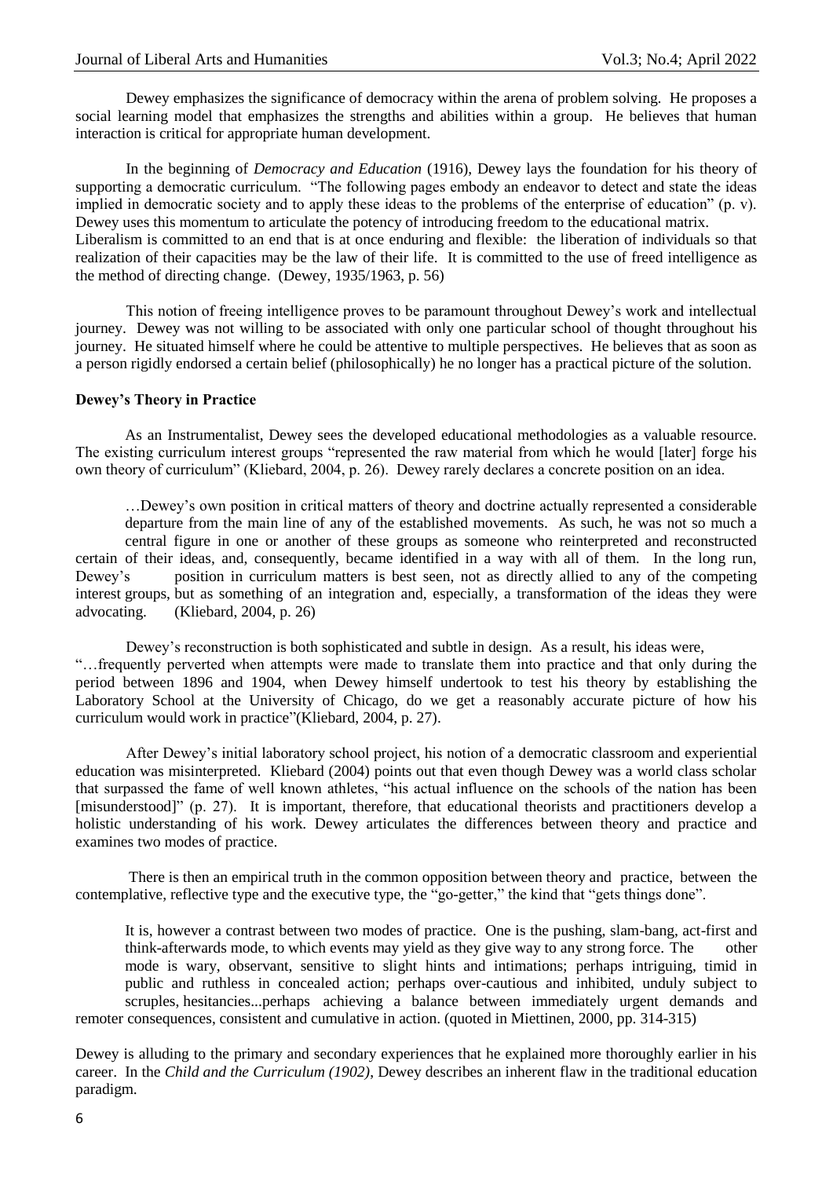Dewey emphasizes the significance of democracy within the arena of problem solving. He proposes a social learning model that emphasizes the strengths and abilities within a group. He believes that human interaction is critical for appropriate human development.

In the beginning of *Democracy and Education* (1916), Dewey lays the foundation for his theory of supporting a democratic curriculum. "The following pages embody an endeavor to detect and state the ideas implied in democratic society and to apply these ideas to the problems of the enterprise of education" (p. v). Dewey uses this momentum to articulate the potency of introducing freedom to the educational matrix.

Liberalism is committed to an end that is at once enduring and flexible: the liberation of individuals so that realization of their capacities may be the law of their life. It is committed to the use of freed intelligence as the method of directing change. (Dewey, 1935/1963, p. 56)

This notion of freeing intelligence proves to be paramount throughout Dewey's work and intellectual journey. Dewey was not willing to be associated with only one particular school of thought throughout his journey. He situated himself where he could be attentive to multiple perspectives. He believes that as soon as a person rigidly endorsed a certain belief (philosophically) he no longer has a practical picture of the solution.

**Dewey's Theory in Practice**

As an Instrumentalist, Dewey sees the developed educational methodologies as a valuable resource. The existing curriculum interest groups "represented the raw material from which he would [later] forge his own theory of curriculum" (Kliebard, 2004, p. 26). Dewey rarely declares a concrete position on an idea.

> …Dewey's own position in critical matters of theory and doctrine actually represented a considerable departure from the main line of any of the established movements. As such, he was not so much a central figure in one or another of these groups as someone who reinterpreted and reconstructed certain of their ideas, and, consequently, became identified in a way with all of them. In the long run, Dewey's position in curriculum matters is best seen, not as directly allied to any of the competing interest groups, but as something of an integration and, especially, a transformation of the ideas they were advocating. (Kliebard, 2004, p. 26)

Dewey's reconstruction is both sophisticated and subtle in design. As a result, his ideas were, "…frequently perverted when attempts were made to translate them into practice and that only during the period between 1896 and 1904, when Dewey himself undertook to test his theory by establishing the Laboratory School at the University of Chicago, do we get a reasonably accurate picture of how his curriculum would work in practice"(Kliebard, 2004, p. 27).

After Dewey's initial laboratory school project, his notion of a democratic classroom and experiential education was misinterpreted. Kliebard (2004) points out that even though Dewey was a world class scholar that surpassed the fame of well known athletes, "his actual influence on the schools of the nation has been [misunderstood]" (p. 27). It is important, therefore, that educational theorists and practitioners develop a holistic understanding of his work. Dewey articulates the differences between theory and practice and examines two modes of practice.

> There is then an empirical truth in the common opposition between theory and practice, between the contemplative, reflective type and the executive type, the "go-getter," the kind that "gets things done".
>
> It is, however a contrast between two modes of practice. One is the pushing, slam-bang, act-first and think-afterwards mode, to which events may yield as they give way to any strong force. The other mode is wary, observant, sensitive to slight hints and intimations; perhaps intriguing, timid in public and ruthless in concealed action; perhaps over-cautious and inhibited, unduly subject to scruples, hesitancies...perhaps achieving a balance between immediately urgent demands and remoter consequences, consistent and cumulative in action. (quoted in Miettinen, 2000, pp. 314-315)

Dewey is alluding to the primary and secondary experiences that he explained more thoroughly earlier in his career. In the *Child and the Curriculum (1902)*, Dewey describes an inherent flaw in the traditional education paradigm.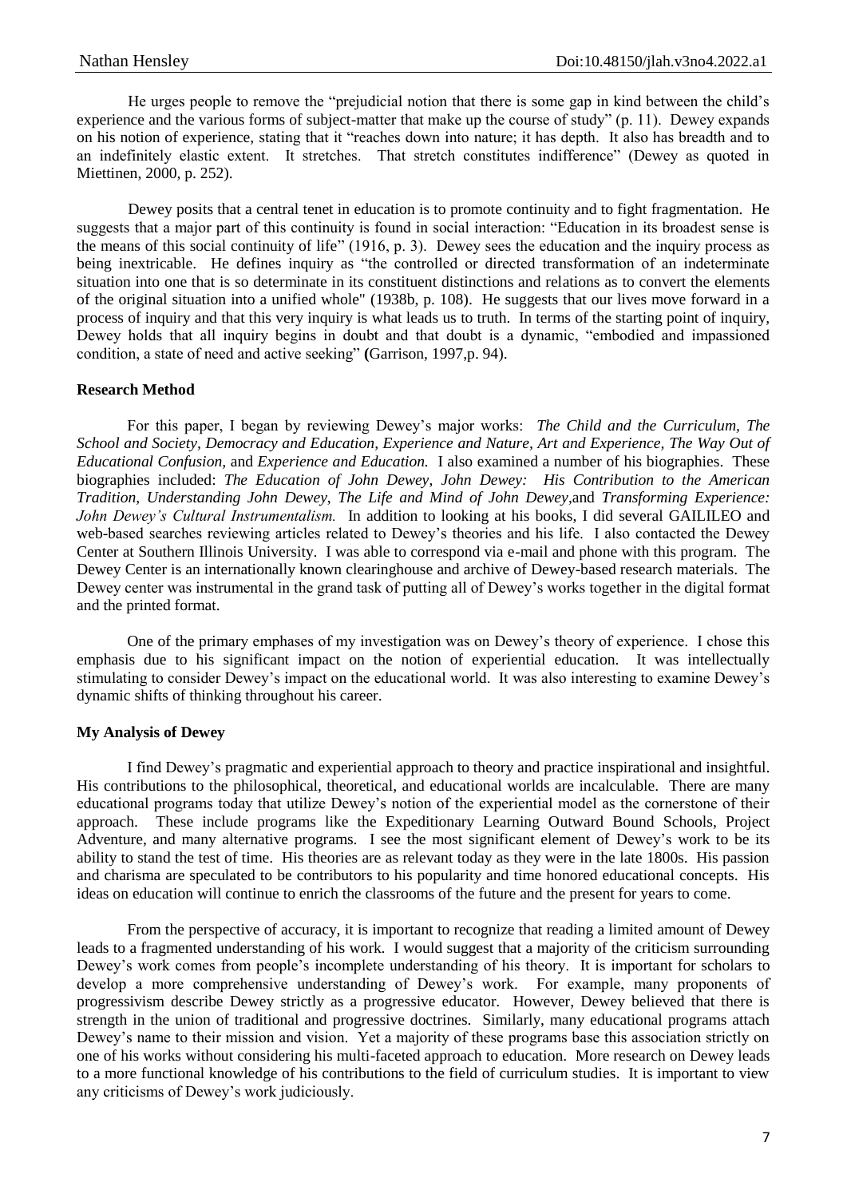He urges people to remove the "prejudicial notion that there is some gap in kind between the child's experience and the various forms of subject-matter that make up the course of study" (p. 11). Dewey expands on his notion of experience, stating that it "reaches down into nature; it has depth. It also has breadth and to an indefinitely elastic extent. It stretches. That stretch constitutes indifference" (Dewey as quoted in Miettinen, 2000, p. 252).

Dewey posits that a central tenet in education is to promote continuity and to fight fragmentation. He suggests that a major part of this continuity is found in social interaction: "Education in its broadest sense is the means of this social continuity of life" (1916, p. 3). Dewey sees the education and the inquiry process as being inextricable. He defines inquiry as "the controlled or directed transformation of an indeterminate situation into one that is so determinate in its constituent distinctions and relations as to convert the elements of the original situation into a unified whole" (1938b, p. 108). He suggests that our lives move forward in a process of inquiry and that this very inquiry is what leads us to truth. In terms of the starting point of inquiry, Dewey holds that all inquiry begins in doubt and that doubt is a dynamic, "embodied and impassioned condition, a state of need and active seeking" (Garrison, 1997,p. 94).

**Research Method**

For this paper, I began by reviewing Dewey's major works: *The Child and the Curriculum, The School and Society, Democracy and Education, Experience and Nature, Art and Experience, The Way Out of Educational Confusion,* and *Experience and Education.* I also examined a number of his biographies. These biographies included: *The Education of John Dewey*, *John Dewey: His Contribution to the American Tradition*, *Understanding John Dewey*, *The Life and Mind of John Dewey*,and *Transforming Experience: John Dewey's Cultural Instrumentalism.* In addition to looking at his books, I did several GAILILEO and web-based searches reviewing articles related to Dewey's theories and his life. I also contacted the Dewey Center at Southern Illinois University. I was able to correspond via e-mail and phone with this program. The Dewey Center is an internationally known clearinghouse and archive of Dewey-based research materials. The Dewey center was instrumental in the grand task of putting all of Dewey's works together in the digital format and the printed format.

One of the primary emphases of my investigation was on Dewey's theory of experience. I chose this emphasis due to his significant impact on the notion of experiential education. It was intellectually stimulating to consider Dewey's impact on the educational world. It was also interesting to examine Dewey's dynamic shifts of thinking throughout his career.

**My Analysis of Dewey**

I find Dewey's pragmatic and experiential approach to theory and practice inspirational and insightful. His contributions to the philosophical, theoretical, and educational worlds are incalculable. There are many educational programs today that utilize Dewey's notion of the experiential model as the cornerstone of their approach. These include programs like the Expeditionary Learning Outward Bound Schools, Project Adventure, and many alternative programs. I see the most significant element of Dewey's work to be its ability to stand the test of time. His theories are as relevant today as they were in the late 1800s. His passion and charisma are speculated to be contributors to his popularity and time honored educational concepts. His ideas on education will continue to enrich the classrooms of the future and the present for years to come.

From the perspective of accuracy, it is important to recognize that reading a limited amount of Dewey leads to a fragmented understanding of his work. I would suggest that a majority of the criticism surrounding Dewey's work comes from people's incomplete understanding of his theory. It is important for scholars to develop a more comprehensive understanding of Dewey's work. For example, many proponents of progressivism describe Dewey strictly as a progressive educator. However, Dewey believed that there is strength in the union of traditional and progressive doctrines. Similarly, many educational programs attach Dewey's name to their mission and vision. Yet a majority of these programs base this association strictly on one of his works without considering his multi-faceted approach to education. More research on Dewey leads to a more functional knowledge of his contributions to the field of curriculum studies. It is important to view any criticisms of Dewey's work judiciously.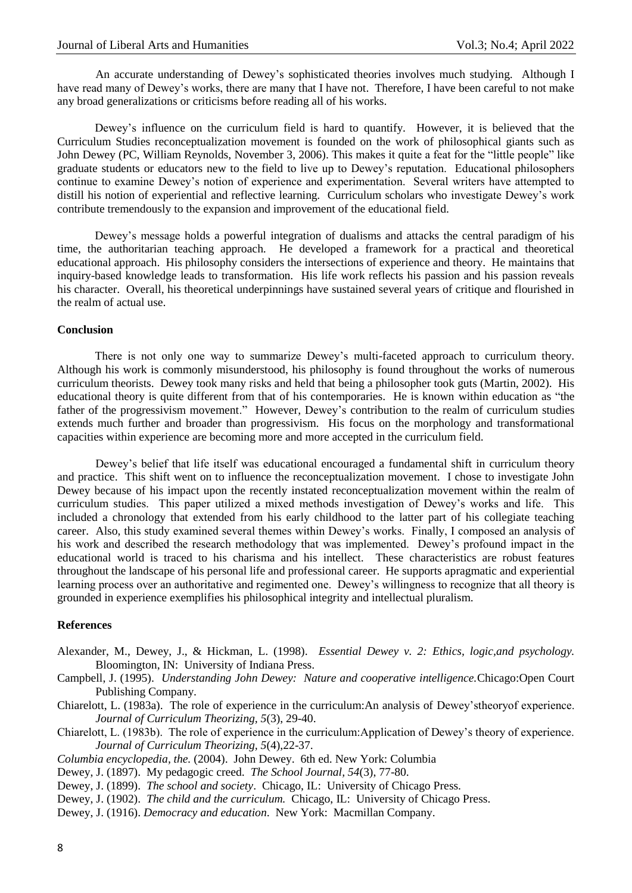An accurate understanding of Dewey's sophisticated theories involves much studying. Although I have read many of Dewey's works, there are many that I have not. Therefore, I have been careful to not make any broad generalizations or criticisms before reading all of his works.

Dewey's influence on the curriculum field is hard to quantify. However, it is believed that the Curriculum Studies reconceptualization movement is founded on the work of philosophical giants such as John Dewey (PC, William Reynolds, November 3, 2006). This makes it quite a feat for the "little people" like graduate students or educators new to the field to live up to Dewey's reputation. Educational philosophers continue to examine Dewey's notion of experience and experimentation. Several writers have attempted to distill his notion of experiential and reflective learning. Curriculum scholars who investigate Dewey's work contribute tremendously to the expansion and improvement of the educational field.

Dewey's message holds a powerful integration of dualisms and attacks the central paradigm of his time, the authoritarian teaching approach. He developed a framework for a practical and theoretical educational approach. His philosophy considers the intersections of experience and theory. He maintains that inquiry-based knowledge leads to transformation. His life work reflects his passion and his passion reveals his character. Overall, his theoretical underpinnings have sustained several years of critique and flourished in the realm of actual use.

## Conclusion

There is not only one way to summarize Dewey's multi-faceted approach to curriculum theory. Although his work is commonly misunderstood, his philosophy is found throughout the works of numerous curriculum theorists. Dewey took many risks and held that being a philosopher took guts (Martin, 2002). His educational theory is quite different from that of his contemporaries. He is known within education as "the father of the progressivism movement." However, Dewey's contribution to the realm of curriculum studies extends much further and broader than progressivism. His focus on the morphology and transformational capacities within experience are becoming more and more accepted in the curriculum field.

Dewey's belief that life itself was educational encouraged a fundamental shift in curriculum theory and practice. This shift went on to influence the reconceptualization movement. I chose to investigate John Dewey because of his impact upon the recently instated reconceptualization movement within the realm of curriculum studies. This paper utilized a mixed methods investigation of Dewey's works and life. This included a chronology that extended from his early childhood to the latter part of his collegiate teaching career. Also, this study examined several themes within Dewey's works. Finally, I composed an analysis of his work and described the research methodology that was implemented. Dewey's profound impact in the educational world is traced to his charisma and his intellect. These characteristics are robust features throughout the landscape of his personal life and professional career. He supports apragmatic and experiential learning process over an authoritative and regimented one. Dewey's willingness to recognize that all theory is grounded in experience exemplifies his philosophical integrity and intellectual pluralism.

## References

Alexander, M., Dewey, J., & Hickman, L. (1998). *Essential Dewey v. 2: Ethics, logic,and psychology.* Bloomington, IN: University of Indiana Press.

Campbell, J. (1995). *Understanding John Dewey: Nature and cooperative intelligence.*Chicago:Open Court Publishing Company.

Chiarelott, L. (1983a). The role of experience in the curriculum:An analysis of Dewey'stheoryof experience. *Journal of Curriculum Theorizing, 5*(3), 29-40.

Chiarelott, L. (1983b). The role of experience in the curriculum:Application of Dewey's theory of experience. *Journal of Curriculum Theorizing, 5*(4),22-37.

*Columbia encyclopedia, the.* (2004). John Dewey. 6th ed. New York: Columbia

Dewey, J. (1897). My pedagogic creed. *The School Journal, 54*(3), 77-80.

Dewey, J. (1899). *The school and society*. Chicago, IL: University of Chicago Press.

Dewey, J. (1902). *The child and the curriculum.* Chicago, IL: University of Chicago Press.

Dewey, J. (1916). *Democracy and education*. New York: Macmillan Company.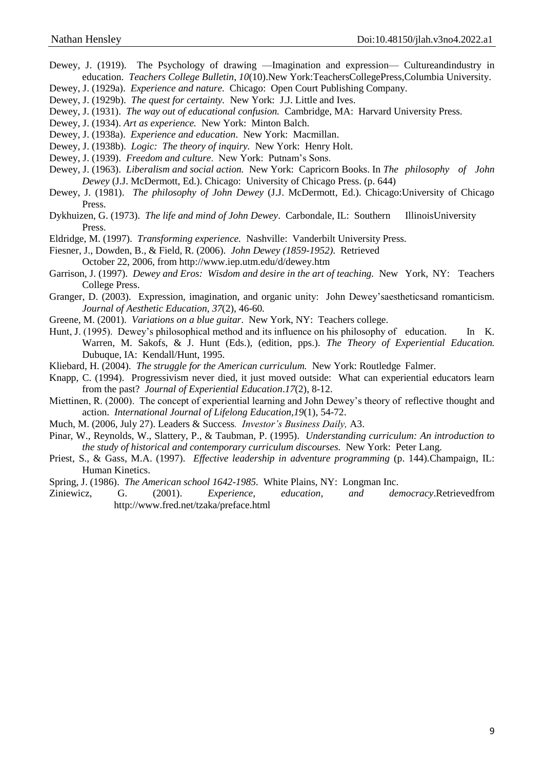Dewey, J. (1919). The Psychology of drawing —Imagination and expression— Cultureandindustry in education. *Teachers College Bulletin*, *10*(10).New York:TeachersCollegePress,Columbia University.

Dewey, J. (1929a). *Experience and nature.* Chicago: Open Court Publishing Company.

Dewey, J. (1929b). *The quest for certainty.* New York: J.J. Little and Ives.

Dewey, J. (1931). *The way out of educational confusion.* Cambridge, MA: Harvard University Press.

Dewey, J. (1934). *Art as experience.* New York: Minton Balch.

Dewey, J. (1938a). *Experience and education*. New York: Macmillan.

Dewey, J. (1938b). *Logic: The theory of inquiry.* New York: Henry Holt.

Dewey, J. (1939). *Freedom and culture*. New York: Putnam's Sons.

Dewey, J. (1963). *Liberalism and social action.* New York: Capricorn Books. In *The philosophy of John Dewey* (J.J. McDermott, Ed.). Chicago: University of Chicago Press. (p. 644)

Dewey, J. (1981). *The philosophy of John Dewey* (J.J. McDermott, Ed.). Chicago:University of Chicago Press.

Dykhuizen, G. (1973). *The life and mind of John Dewey*. Carbondale, IL: Southern IllinoisUniversity Press.

Eldridge, M. (1997). *Transforming experience.* Nashville: Vanderbilt University Press.

Fiesner, J., Dowden, B., & Field, R. (2006). *John Dewey (1859-1952).* Retrieved October 22, 2006, from http://www.iep.utm.edu/d/dewey.htm

Garrison, J. (1997). *Dewey and Eros: Wisdom and desire in the art of teaching.* New York, NY: Teachers College Press.

Granger, D. (2003). Expression, imagination, and organic unity: John Dewey'saestheticsand romanticism. *Journal of Aesthetic Education*, *37*(2), 46-60.

Greene, M. (2001). *Variations on a blue guitar*. New York, NY: Teachers college.

Hunt, J. (1995). Dewey's philosophical method and its influence on his philosophy of education. In K. Warren, M. Sakofs, & J. Hunt (Eds.), (edition, pps.). *The Theory of Experiential Education.* Dubuque, IA: Kendall/Hunt, 1995.

Kliebard, H. (2004). *The struggle for the American curriculum.* New York: Routledge Falmer.

Knapp, C. (1994). Progressivism never died, it just moved outside: What can experiential educators learn from the past? *Journal of Experiential Education*.*17*(2), 8-12.

Miettinen, R. (2000). The concept of experiential learning and John Dewey's theory of reflective thought and action. *International Journal of Lifelong Education,19*(1), 54-72.

Much, M. (2006, July 27). Leaders & Success*. Investor's Business Daily,* A3.

Pinar, W., Reynolds, W., Slattery, P., & Taubman, P. (1995). *Understanding curriculum: An introduction to the study of historical and contemporary curriculum discourses.* New York: Peter Lang.

Priest, S., & Gass, M.A. (1997). *Effective leadership in adventure programming* (p. 144).Champaign, IL: Human Kinetics.

Spring, J. (1986). *The American school 1642-1985.* White Plains, NY: Longman Inc.

Ziniewicz, G. (2001). *Experience, education, and democracy*.Retrievedfrom http://www.fred.net/tzaka/preface.html